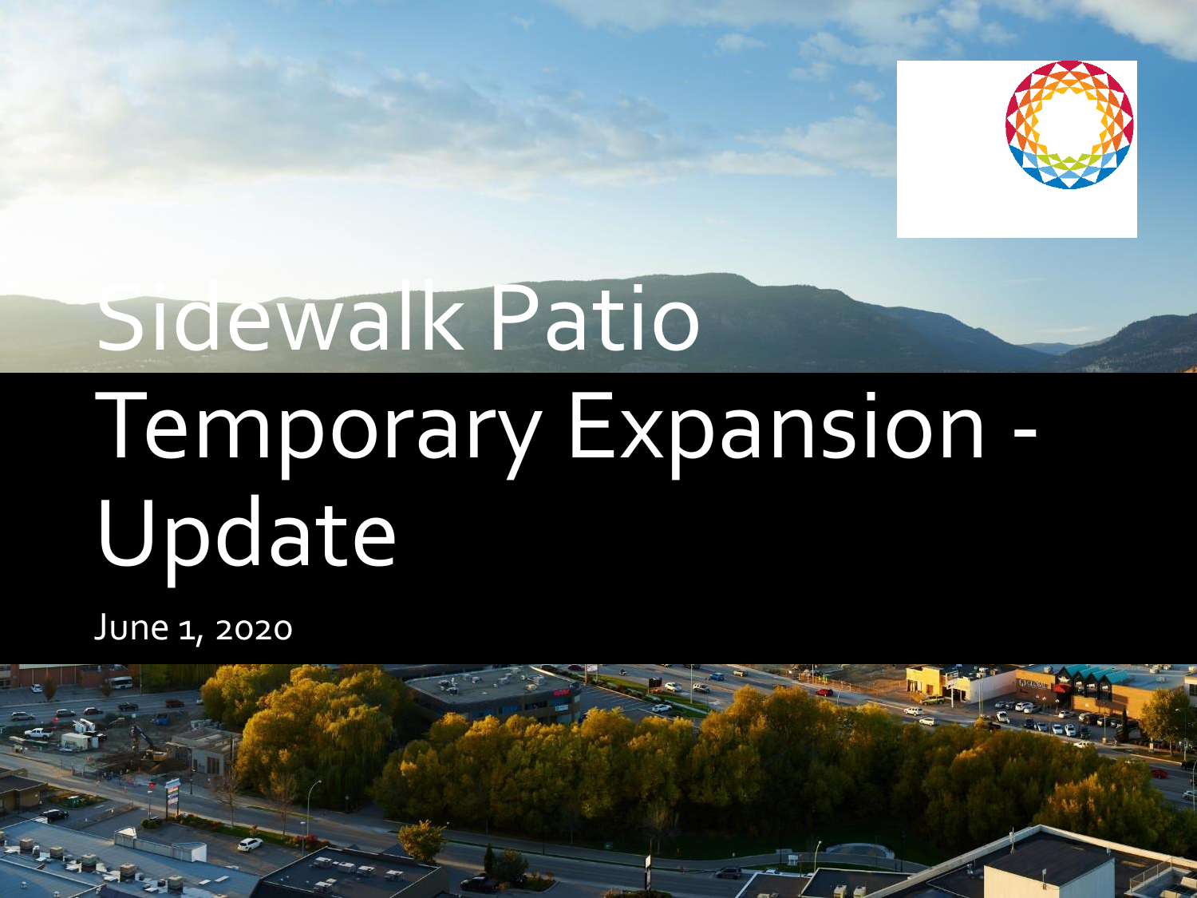# Sidewalk Patio Temporary Expansion - Update

June 1, 2020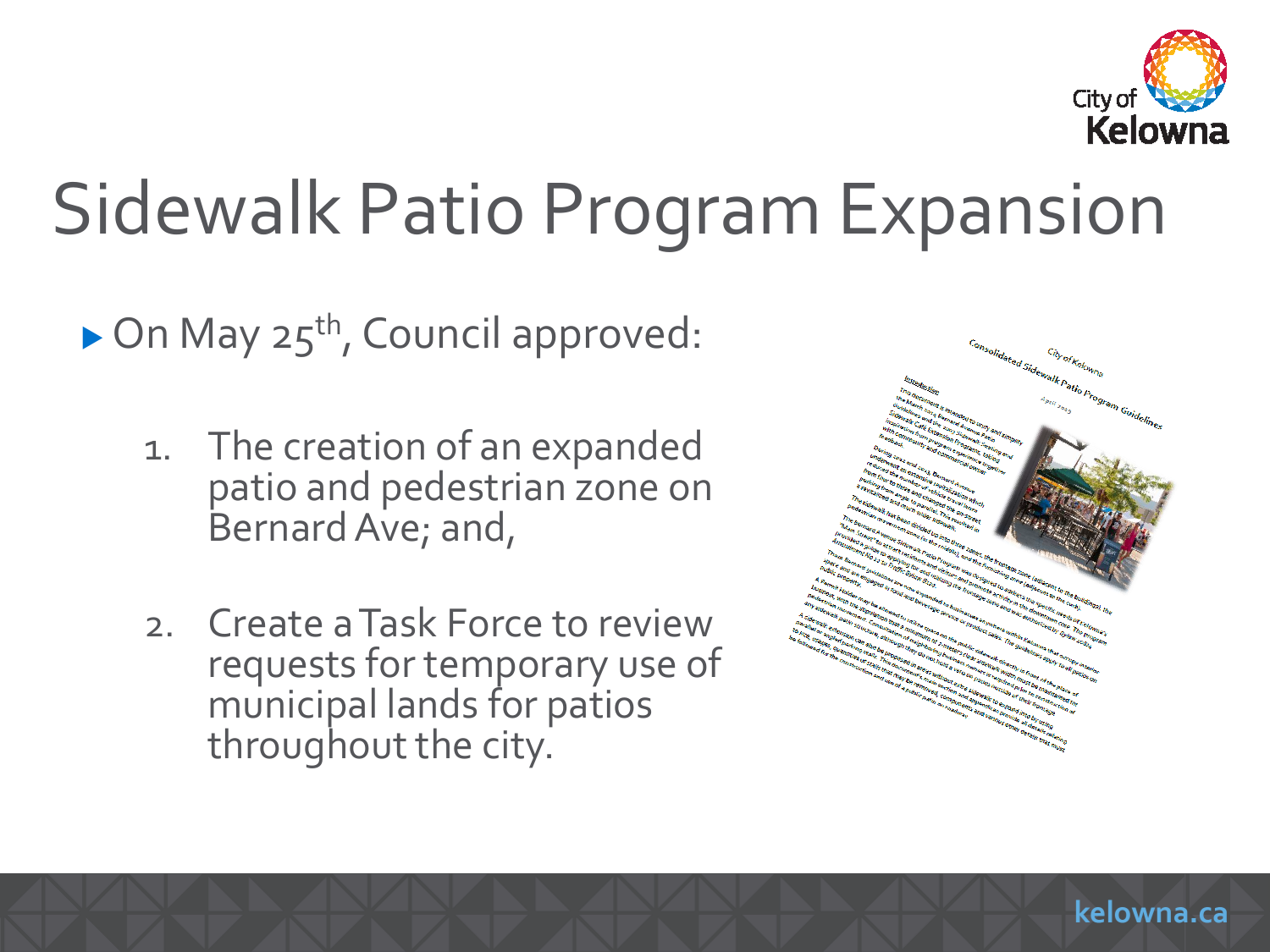# Sidewalk Patio Program Expansion

- On May 25th, Council approved:

  1. The creation of an expanded patio and pedestrian zone on Bernard Ave; and,

  2. Create a Task Force to review requests for temporary use of municipal lands for patios throughout the city.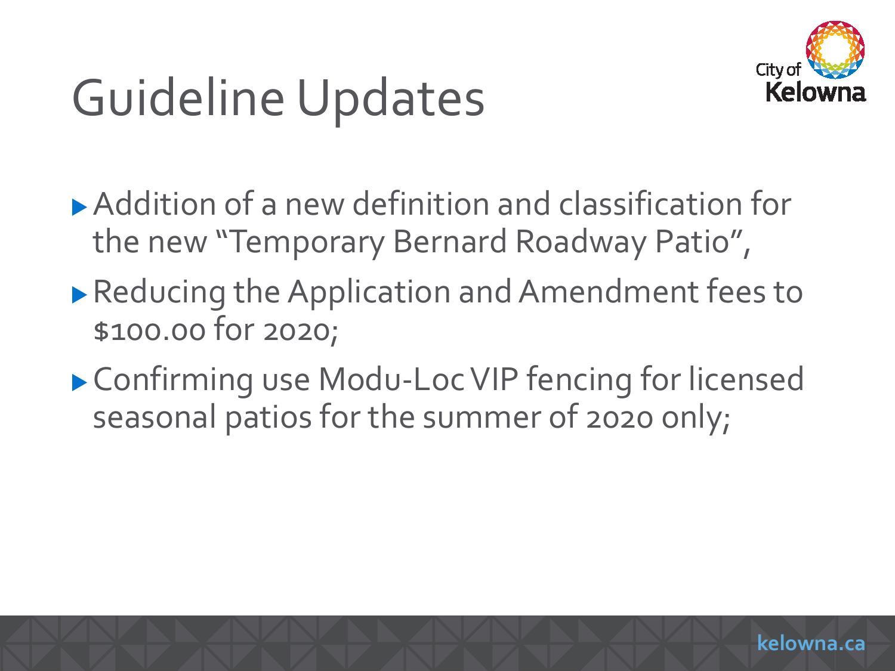# Guideline Updates

- Addition of a new definition and classification for the new "Temporary Bernard Roadway Patio",
- Reducing the Application and Amendment fees to $100.00 for 2020;
- Confirming use Modu-Loc VIP fencing for licensed seasonal patios for the summer of 2020 only;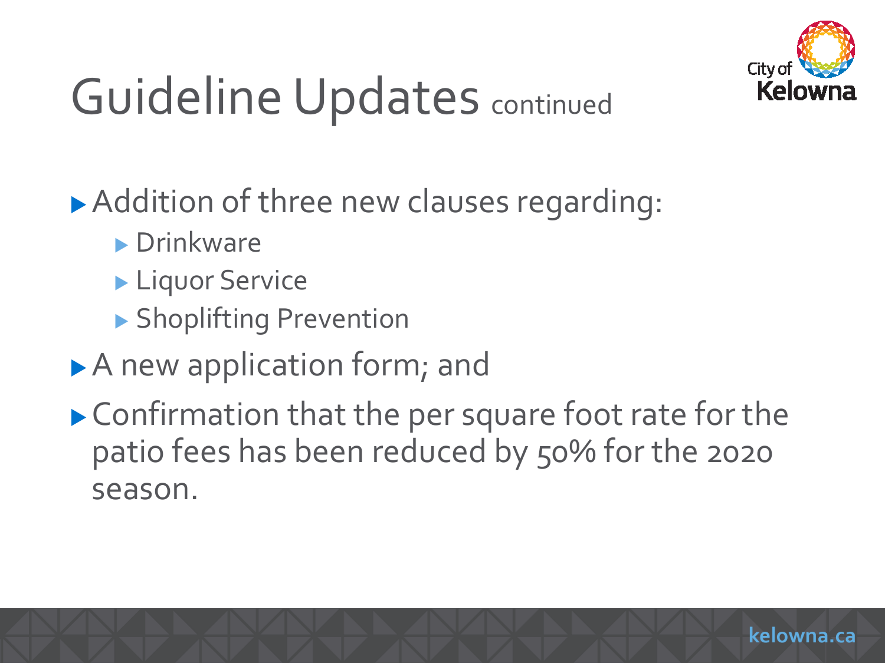# Guideline Updates continued

- Addition of three new clauses regarding:
  - Drinkware
  - Liquor Service
  - Shoplifting Prevention
- A new application form; and
- Confirmation that the per square foot rate for the patio fees has been reduced by 50% for the 2020 season.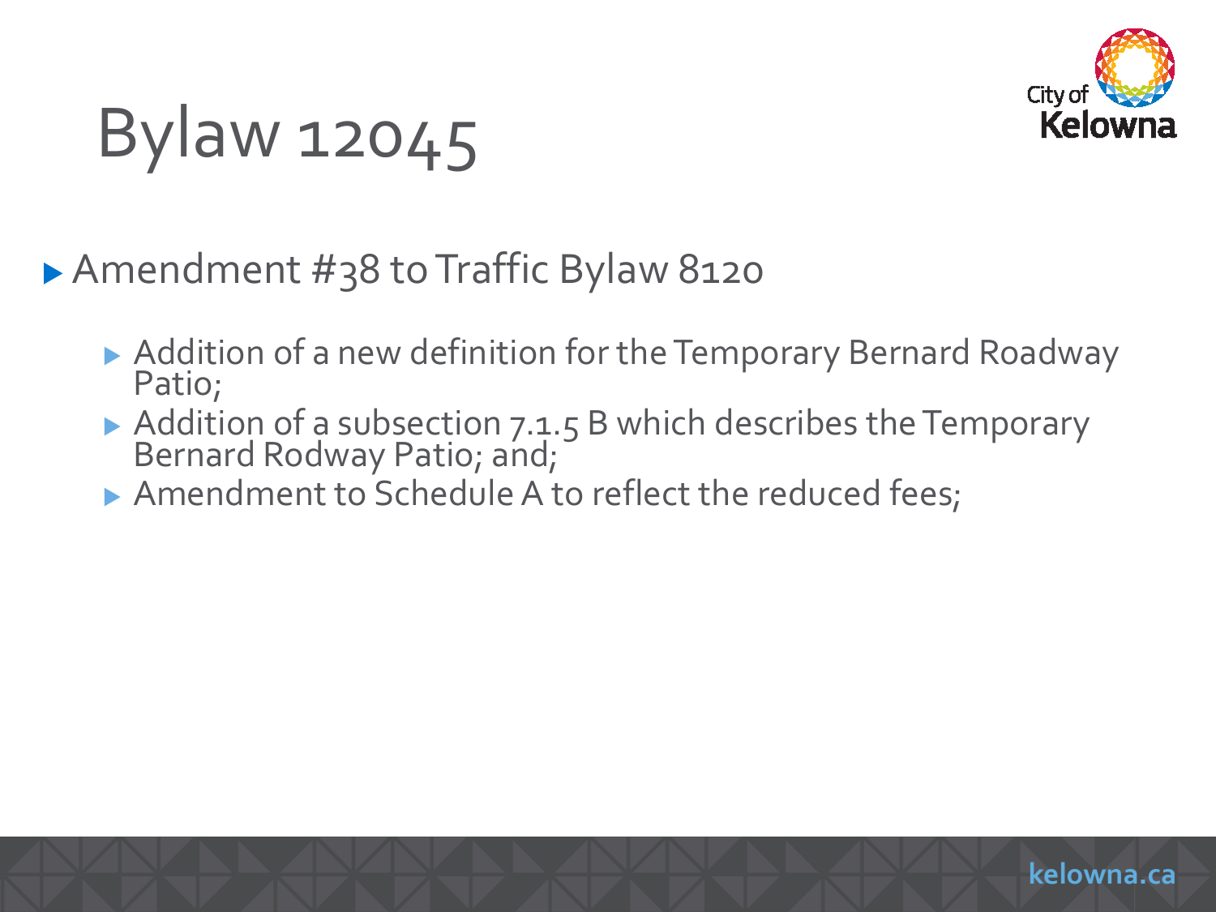# Bylaw 12045

- Amendment #38 to Traffic Bylaw 8120
  - Addition of a new definition for the Temporary Bernard Roadway Patio;
  - Addition of a subsection 7.1.5 B which describes the Temporary Bernard Rodway Patio; and;
  - Amendment to Schedule A to reflect the reduced fees;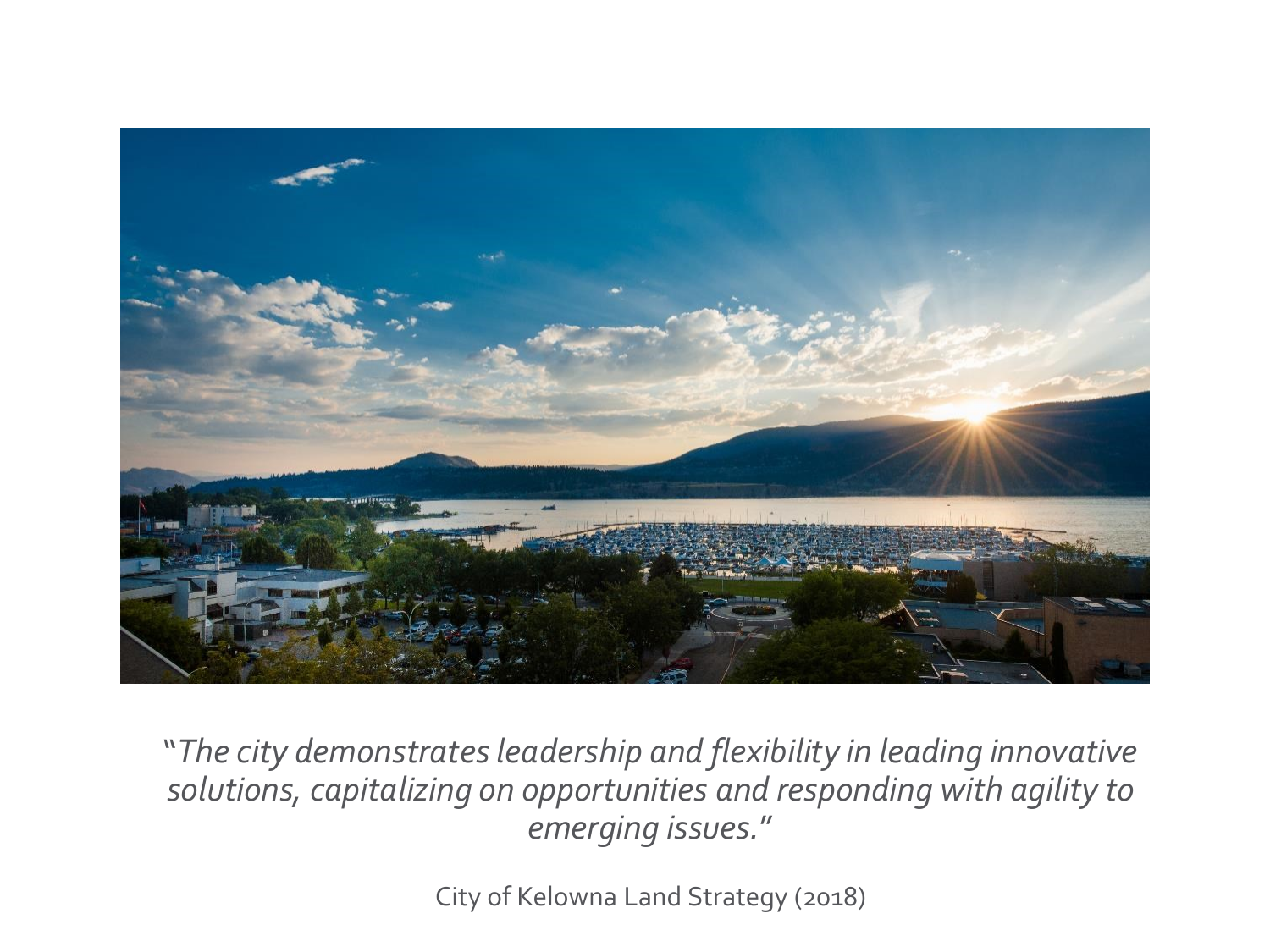"*The city demonstrates leadership and flexibility in leading innovative solutions, capitalizing on opportunities and responding with agility to emerging issues.*"

City of Kelowna Land Strategy (2018)